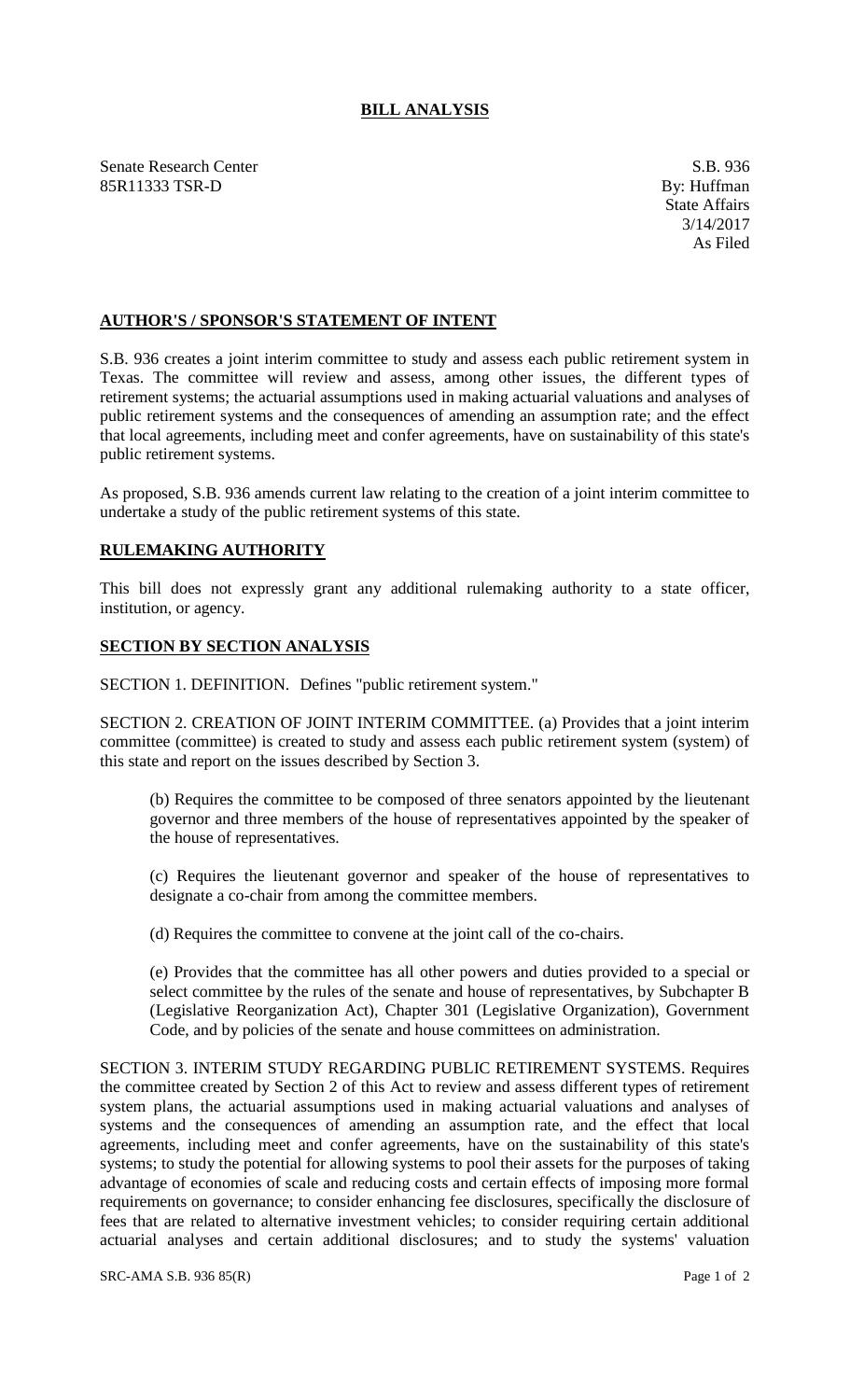# BILL ANALYSIS

Senate Research Center
85R11333 TSR-D

S.B. 936
By: Huffman
State Affairs
3/14/2017
As Filed

## AUTHOR'S / SPONSOR'S STATEMENT OF INTENT

S.B. 936 creates a joint interim committee to study and assess each public retirement system in Texas. The committee will review and assess, among other issues, the different types of retirement systems; the actuarial assumptions used in making actuarial valuations and analyses of public retirement systems and the consequences of amending an assumption rate; and the effect that local agreements, including meet and confer agreements, have on sustainability of this state's public retirement systems.

As proposed, S.B. 936 amends current law relating to the creation of a joint interim committee to undertake a study of the public retirement systems of this state.

## RULEMAKING AUTHORITY

This bill does not expressly grant any additional rulemaking authority to a state officer, institution, or agency.

## SECTION BY SECTION ANALYSIS

SECTION 1. DEFINITION. Defines "public retirement system."

SECTION 2. CREATION OF JOINT INTERIM COMMITTEE. (a) Provides that a joint interim committee (committee) is created to study and assess each public retirement system (system) of this state and report on the issues described by Section 3.

(b) Requires the committee to be composed of three senators appointed by the lieutenant governor and three members of the house of representatives appointed by the speaker of the house of representatives.

(c) Requires the lieutenant governor and speaker of the house of representatives to designate a co-chair from among the committee members.

(d) Requires the committee to convene at the joint call of the co-chairs.

(e) Provides that the committee has all other powers and duties provided to a special or select committee by the rules of the senate and house of representatives, by Subchapter B (Legislative Reorganization Act), Chapter 301 (Legislative Organization), Government Code, and by policies of the senate and house committees on administration.

SECTION 3. INTERIM STUDY REGARDING PUBLIC RETIREMENT SYSTEMS. Requires the committee created by Section 2 of this Act to review and assess different types of retirement system plans, the actuarial assumptions used in making actuarial valuations and analyses of systems and the consequences of amending an assumption rate, and the effect that local agreements, including meet and confer agreements, have on the sustainability of this state's systems; to study the potential for allowing systems to pool their assets for the purposes of taking advantage of economies of scale and reducing costs and certain effects of imposing more formal requirements on governance; to consider enhancing fee disclosures, specifically the disclosure of fees that are related to alternative investment vehicles; to consider requiring certain additional actuarial analyses and certain additional disclosures; and to study the systems' valuation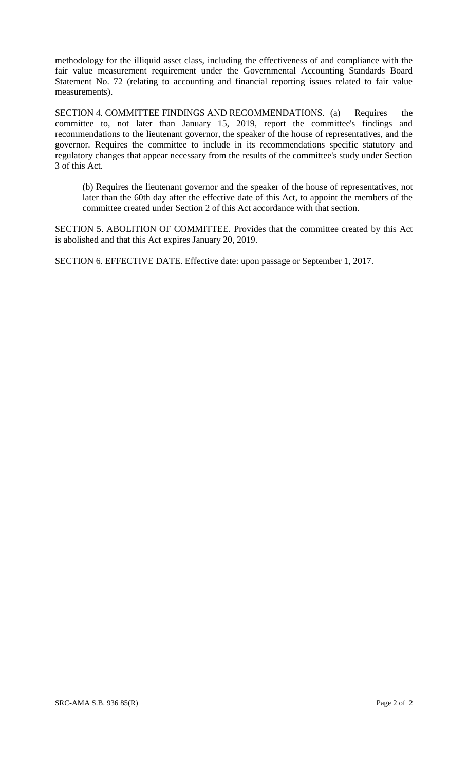methodology for the illiquid asset class, including the effectiveness of and compliance with the fair value measurement requirement under the Governmental Accounting Standards Board Statement No. 72 (relating to accounting and financial reporting issues related to fair value measurements).

SECTION 4. COMMITTEE FINDINGS AND RECOMMENDATIONS. (a) Requires the committee to, not later than January 15, 2019, report the committee's findings and recommendations to the lieutenant governor, the speaker of the house of representatives, and the governor. Requires the committee to include in its recommendations specific statutory and regulatory changes that appear necessary from the results of the committee's study under Section 3 of this Act.

(b) Requires the lieutenant governor and the speaker of the house of representatives, not later than the 60th day after the effective date of this Act, to appoint the members of the committee created under Section 2 of this Act accordance with that section.

SECTION 5. ABOLITION OF COMMITTEE. Provides that the committee created by this Act is abolished and that this Act expires January 20, 2019.

SECTION 6. EFFECTIVE DATE. Effective date: upon passage or September 1, 2017.